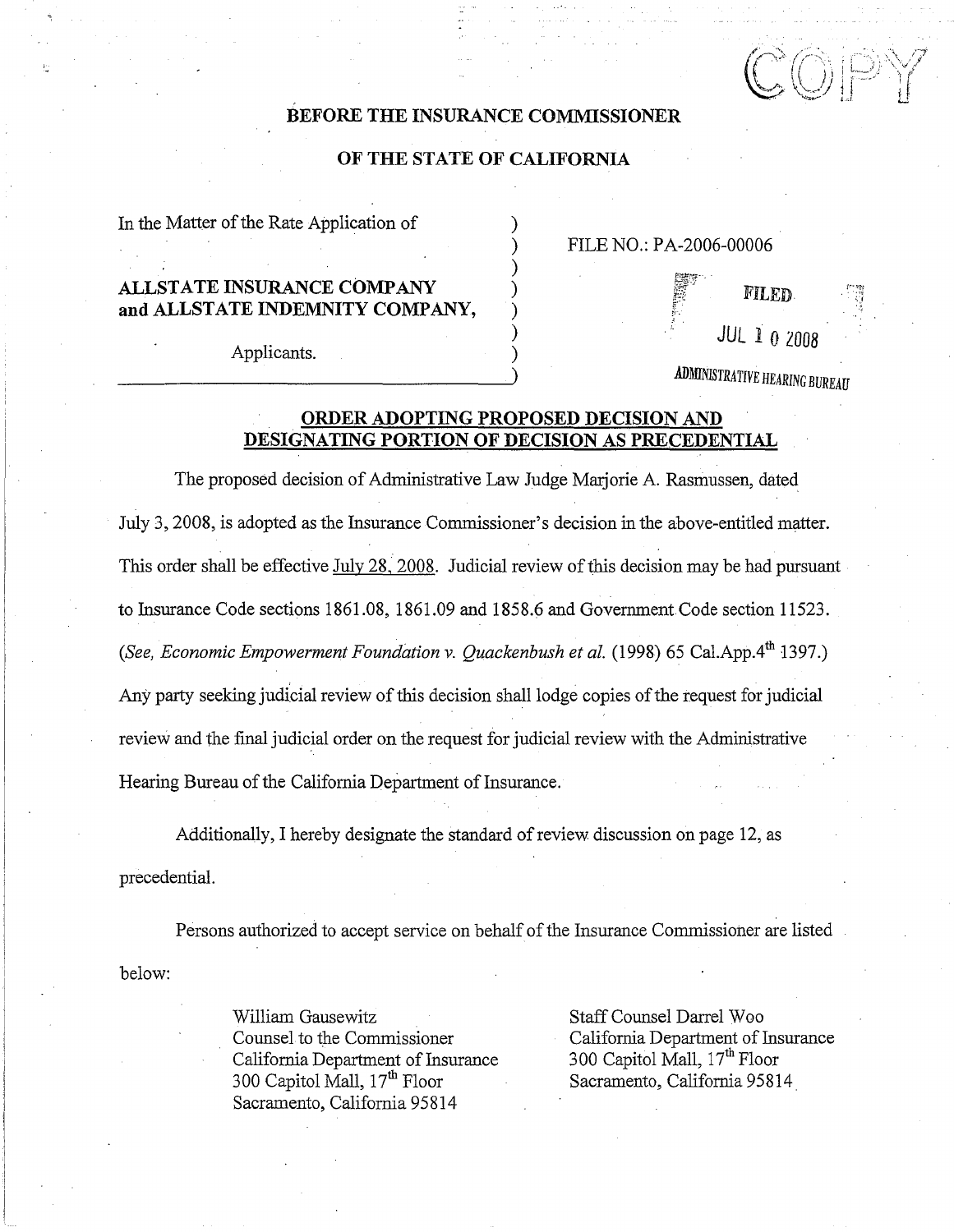COPY

**BEFORE THE INSURANCE COMMISSIONER**

**OF THE STATE OF CALIFORNIA**

In the Matter of the Rate Application of

**ALLSTATE INSURANCE COMPANY and ALLSTATE INDEMNITY COMPANY,**

Applicants.

FILE NO.: PA-2006-00006

FILED
JUL 10 2008
ADMINISTRATIVE HEARING BUREAU

**ORDER ADOPTING PROPOSED DECISION AND DESIGNATING PORTION OF DECISION AS PRECEDENTIAL**

The proposed decision of Administrative Law Judge Marjorie A. Rasmussen, dated July 3, 2008, is adopted as the Insurance Commissioner's decision in the above-entitled matter. This order shall be effective July 28, 2008. Judicial review of this decision may be had pursuant to Insurance Code sections 1861.08, 1861.09 and 1858.6 and Government Code section 11523. (*See, Economic Empowerment Foundation v. Quackenbush et al.* (1998) 65 Cal.App.4th 1397.) Any party seeking judicial review of this decision shall lodge copies of the request for judicial review and the final judicial order on the request for judicial review with the Administrative Hearing Bureau of the California Department of Insurance.

Additionally, I hereby designate the standard of review discussion on page 12, as precedential.

Persons authorized to accept service on behalf of the Insurance Commissioner are listed below:

William Gausewitz
Counsel to the Commissioner
California Department of Insurance
300 Capitol Mall, 17th Floor
Sacramento, California 95814

Staff Counsel Darrel Woo
California Department of Insurance
300 Capitol Mall, 17th Floor
Sacramento, California 95814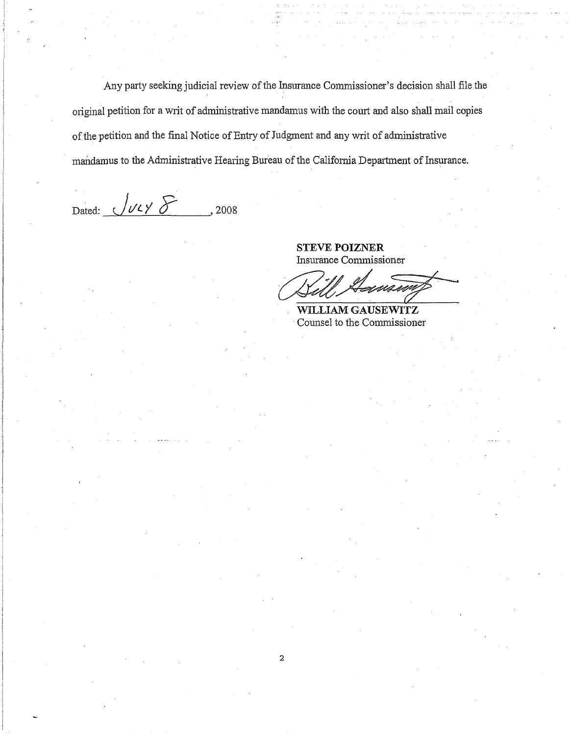Any party seeking judicial review of the Insurance Commissioner's decision shall file the original petition for a writ of administrative mandamus with the court and also shall mail copies of the petition and the final Notice of Entry of Judgment and any writ of administrative mandamus to the Administrative Hearing Bureau of the California Department of Insurance.

Dated: July 8, 2008

**STEVE POIZNER**
Insurance Commissioner

**WILLIAM GAUSEWITZ**
Counsel to the Commissioner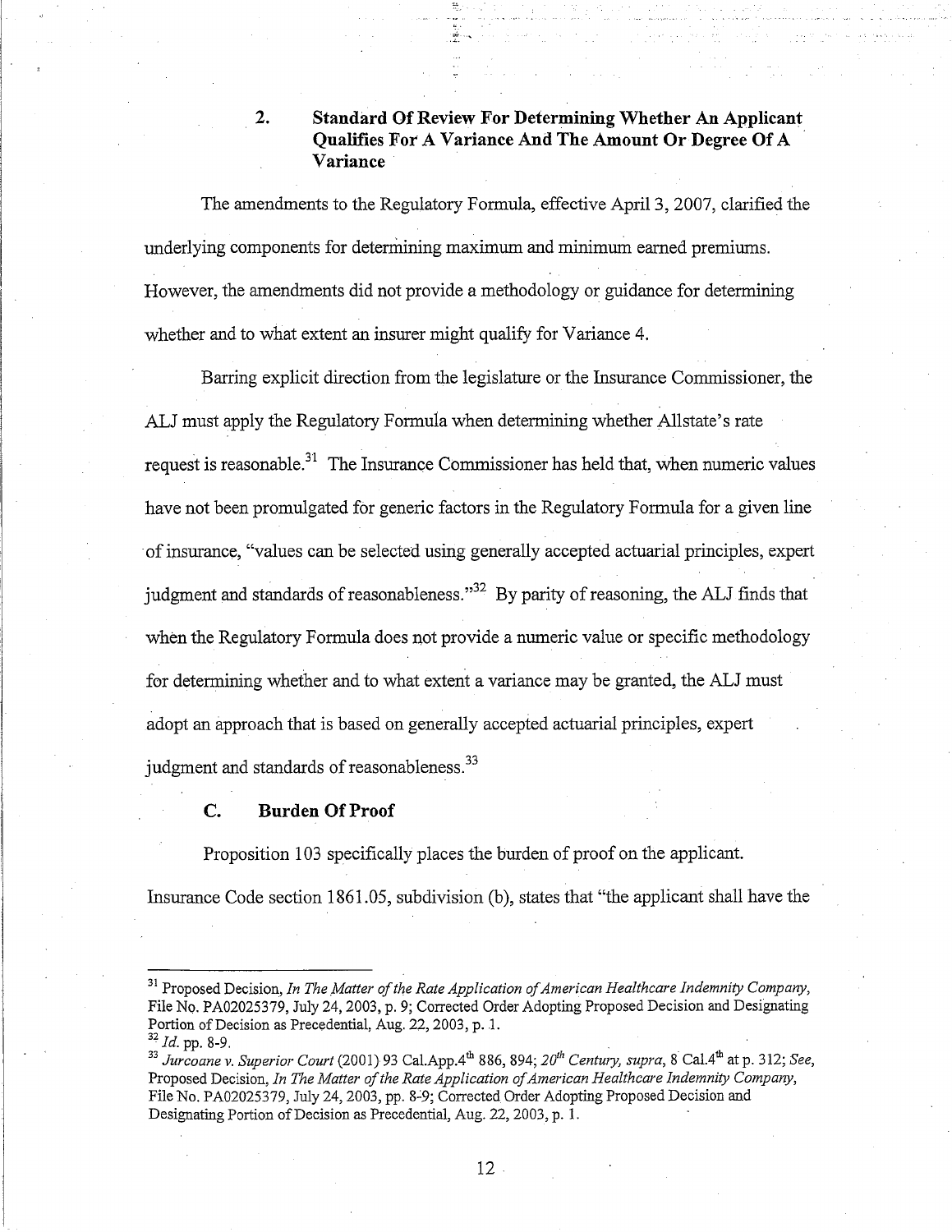### 2. Standard Of Review For Determining Whether An Applicant Qualifies For A Variance And The Amount Or Degree Of A Variance

The amendments to the Regulatory Formula, effective April 3, 2007, clarified the underlying components for determining maximum and minimum earned premiums. However, the amendments did not provide a methodology or guidance for determining whether and to what extent an insurer might qualify for Variance 4.

Barring explicit direction from the legislature or the Insurance Commissioner, the ALJ must apply the Regulatory Formula when determining whether Allstate's rate request is reasonable.[31] The Insurance Commissioner has held that, when numeric values have not been promulgated for generic factors in the Regulatory Formula for a given line of insurance, "values can be selected using generally accepted actuarial principles, expert judgment and standards of reasonableness."[32] By parity of reasoning, the ALJ finds that when the Regulatory Formula does not provide a numeric value or specific methodology for determining whether and to what extent a variance may be granted, the ALJ must adopt an approach that is based on generally accepted actuarial principles, expert judgment and standards of reasonableness.[33]

## C. Burden Of Proof

Proposition 103 specifically places the burden of proof on the applicant. Insurance Code section 1861.05, subdivision (b), states that "the applicant shall have the

---

[31] Proposed Decision, *In The Matter of the Rate Application of American Healthcare Indemnity Company*, File No. PA02025379, July 24, 2003, p. 9; Corrected Order Adopting Proposed Decision and Designating Portion of Decision as Precedential, Aug. 22, 2003, p. 1.

[32] *Id.* pp. 8-9.

[33] *Jurcoane v. Superior Court* (2001) 93 Cal.App.4th 886, 894; *20th Century, supra*, 8 Cal.4th at p. 312; *See*, Proposed Decision, *In The Matter of the Rate Application of American Healthcare Indemnity Company*, File No. PA02025379, July 24, 2003, pp. 8-9; Corrected Order Adopting Proposed Decision and Designating Portion of Decision as Precedential, Aug. 22, 2003, p. 1.